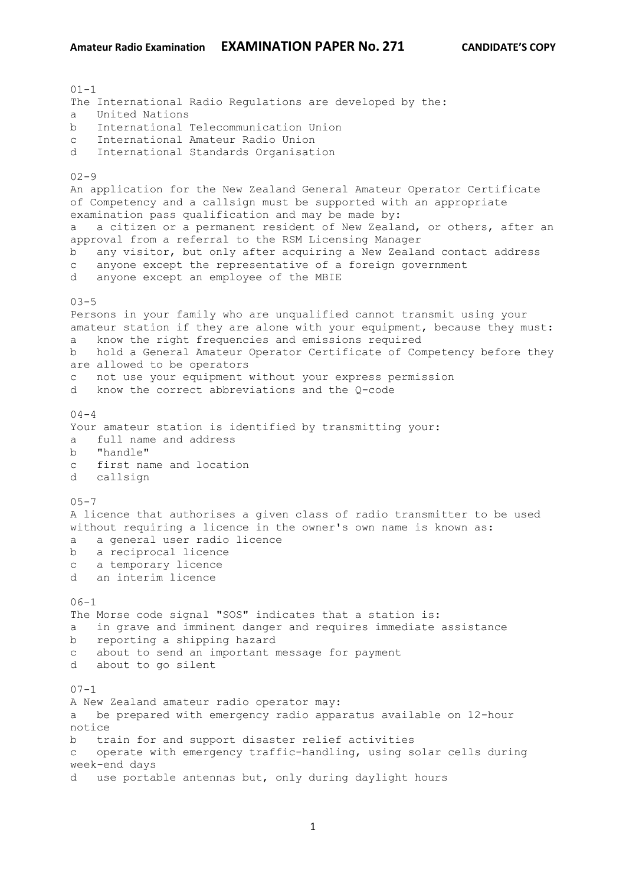01-1
The International Radio Regulations are developed by the:
a   United Nations
b   International Telecommunication Union
c   International Amateur Radio Union
d   International Standards Organisation

02-9
An application for the New Zealand General Amateur Operator Certificate of Competency and a callsign must be supported with an appropriate examination pass qualification and may be made by:
a   a citizen or a permanent resident of New Zealand, or others, after an approval from a referral to the RSM Licensing Manager
b   any visitor, but only after acquiring a New Zealand contact address
c   anyone except the representative of a foreign government
d   anyone except an employee of the MBIE

03-5
Persons in your family who are unqualified cannot transmit using your amateur station if they are alone with your equipment, because they must:
a   know the right frequencies and emissions required
b   hold a General Amateur Operator Certificate of Competency before they are allowed to be operators
c   not use your equipment without your express permission
d   know the correct abbreviations and the Q-code

04-4
Your amateur station is identified by transmitting your:
a   full name and address
b   "handle"
c   first name and location
d   callsign

05-7
A licence that authorises a given class of radio transmitter to be used without requiring a licence in the owner's own name is known as:
a   a general user radio licence
b   a reciprocal licence
c   a temporary licence
d   an interim licence

06-1
The Morse code signal "SOS" indicates that a station is:
a   in grave and imminent danger and requires immediate assistance
b   reporting a shipping hazard
c   about to send an important message for payment
d   about to go silent

07-1
A New Zealand amateur radio operator may:
a   be prepared with emergency radio apparatus available on 12-hour notice
b   train for and support disaster relief activities
c   operate with emergency traffic-handling, using solar cells during week-end days
d   use portable antennas but, only during daylight hours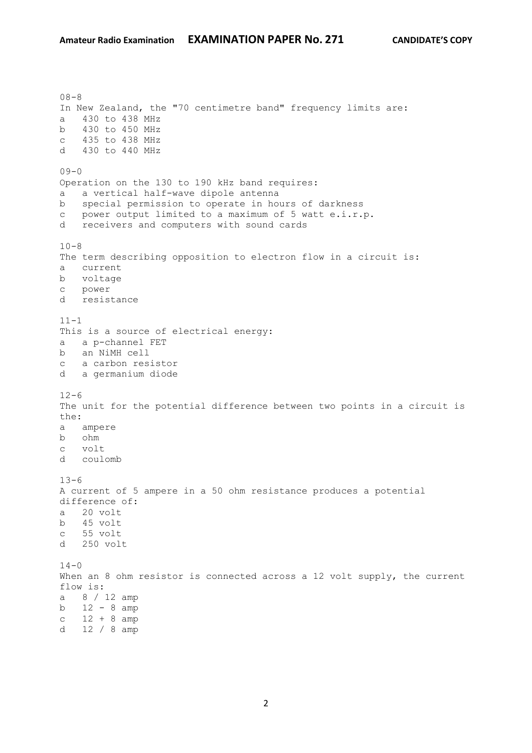08-8
In New Zealand, the "70 centimetre band" frequency limits are:
a   430 to 438 MHz
b   430 to 450 MHz
c   435 to 438 MHz
d   430 to 440 MHz

09-0
Operation on the 130 to 190 kHz band requires:
a   a vertical half-wave dipole antenna
b   special permission to operate in hours of darkness
c   power output limited to a maximum of 5 watt e.i.r.p.
d   receivers and computers with sound cards

10-8
The term describing opposition to electron flow in a circuit is:
a   current
b   voltage
c   power
d   resistance

11-1
This is a source of electrical energy:
a   a p-channel FET
b   an NiMH cell
c   a carbon resistor
d   a germanium diode

12-6
The unit for the potential difference between two points in a circuit is the:
a   ampere
b   ohm
c   volt
d   coulomb

13-6
A current of 5 ampere in a 50 ohm resistance produces a potential difference of:
a   20 volt
b   45 volt
c   55 volt
d   250 volt

14-0
When an 8 ohm resistor is connected across a 12 volt supply, the current flow is:
a   8 / 12 amp
b   12 - 8 amp
c   12 + 8 amp
d   12 / 8 amp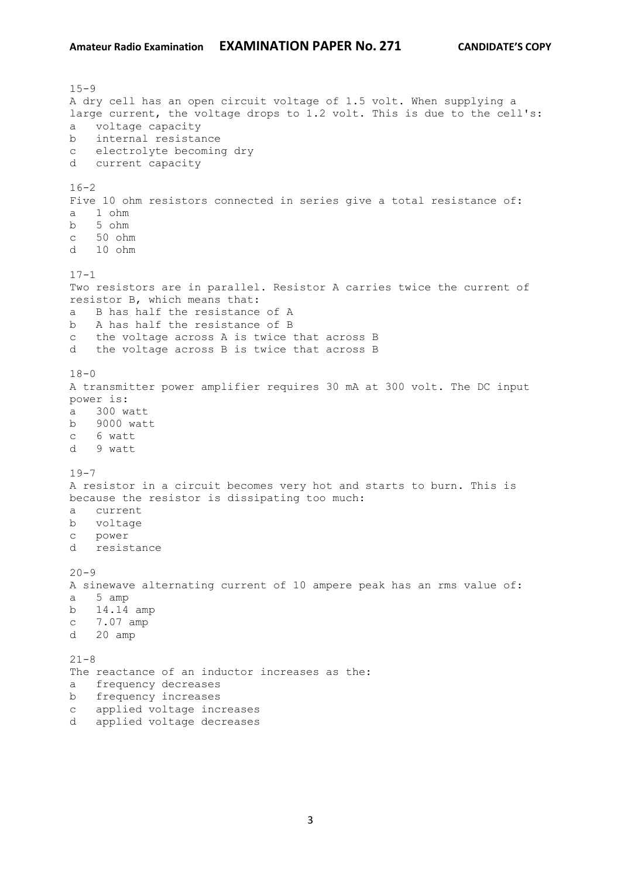15-9
A dry cell has an open circuit voltage of 1.5 volt. When supplying a large current, the voltage drops to 1.2 volt. This is due to the cell's:
a voltage capacity
b internal resistance
c electrolyte becoming dry
d current capacity

16-2
Five 10 ohm resistors connected in series give a total resistance of:
a 1 ohm
b 5 ohm
c 50 ohm
d 10 ohm

17-1
Two resistors are in parallel. Resistor A carries twice the current of resistor B, which means that:
a B has half the resistance of A
b A has half the resistance of B
c the voltage across A is twice that across B
d the voltage across B is twice that across B

18-0
A transmitter power amplifier requires 30 mA at 300 volt. The DC input power is:
a 300 watt
b 9000 watt
c 6 watt
d 9 watt

19-7
A resistor in a circuit becomes very hot and starts to burn. This is because the resistor is dissipating too much:
a current
b voltage
c power
d resistance

20-9
A sinewave alternating current of 10 ampere peak has an rms value of:
a 5 amp
b 14.14 amp
c 7.07 amp
d 20 amp

21-8
The reactance of an inductor increases as the:
a frequency decreases
b frequency increases
c applied voltage increases
d applied voltage decreases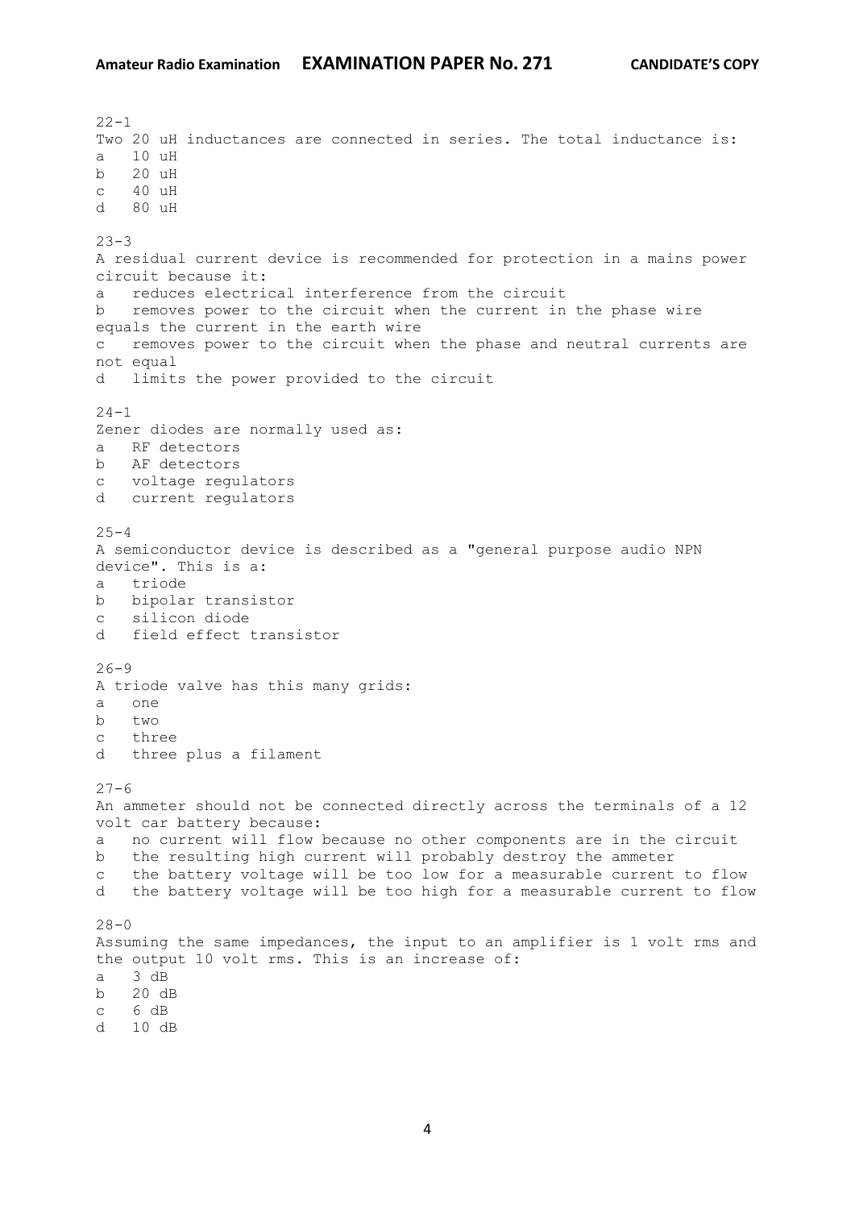22-1
Two 20 uH inductances are connected in series. The total inductance is:
a   10 uH
b   20 uH
c   40 uH
d   80 uH

23-3
A residual current device is recommended for protection in a mains power circuit because it:
a   reduces electrical interference from the circuit
b   removes power to the circuit when the current in the phase wire equals the current in the earth wire
c   removes power to the circuit when the phase and neutral currents are not equal
d   limits the power provided to the circuit

24-1
Zener diodes are normally used as:
a   RF detectors
b   AF detectors
c   voltage regulators
d   current regulators

25-4
A semiconductor device is described as a "general purpose audio NPN device". This is a:
a   triode
b   bipolar transistor
c   silicon diode
d   field effect transistor

26-9
A triode valve has this many grids:
a   one
b   two
c   three
d   three plus a filament

27-6
An ammeter should not be connected directly across the terminals of a 12 volt car battery because:
a   no current will flow because no other components are in the circuit
b   the resulting high current will probably destroy the ammeter
c   the battery voltage will be too low for a measurable current to flow
d   the battery voltage will be too high for a measurable current to flow

28-0
Assuming the same impedances, the input to an amplifier is 1 volt rms and the output 10 volt rms. This is an increase of:
a   3 dB
b   20 dB
c   6 dB
d   10 dB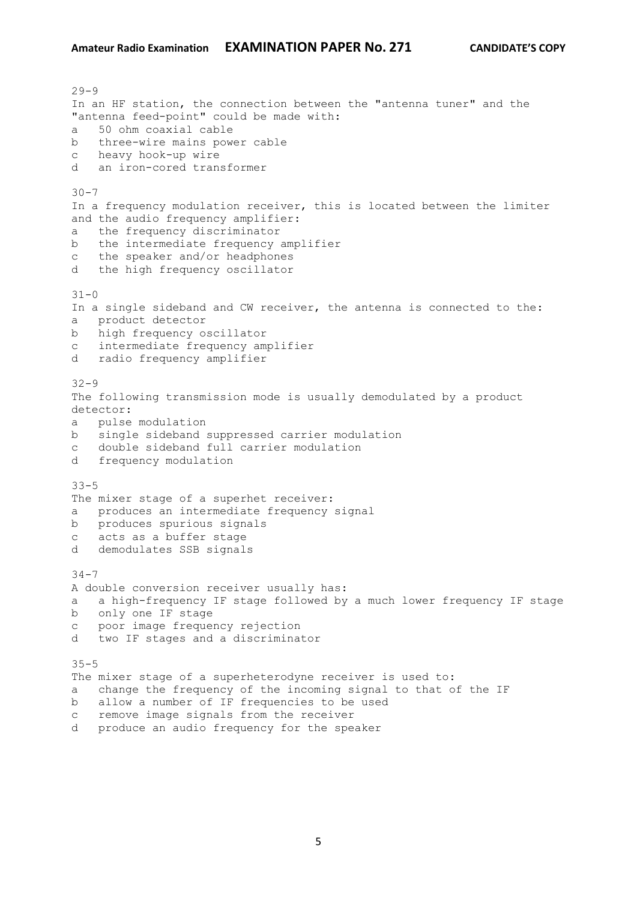29-9
In an HF station, the connection between the "antenna tuner" and the "antenna feed-point" could be made with:
a   50 ohm coaxial cable
b   three-wire mains power cable
c   heavy hook-up wire
d   an iron-cored transformer

30-7
In a frequency modulation receiver, this is located between the limiter and the audio frequency amplifier:
a   the frequency discriminator
b   the intermediate frequency amplifier
c   the speaker and/or headphones
d   the high frequency oscillator

31-0
In a single sideband and CW receiver, the antenna is connected to the:
a   product detector
b   high frequency oscillator
c   intermediate frequency amplifier
d   radio frequency amplifier

32-9
The following transmission mode is usually demodulated by a product detector:
a   pulse modulation
b   single sideband suppressed carrier modulation
c   double sideband full carrier modulation
d   frequency modulation

33-5
The mixer stage of a superhet receiver:
a   produces an intermediate frequency signal
b   produces spurious signals
c   acts as a buffer stage
d   demodulates SSB signals

34-7
A double conversion receiver usually has:
a   a high-frequency IF stage followed by a much lower frequency IF stage
b   only one IF stage
c   poor image frequency rejection
d   two IF stages and a discriminator

35-5
The mixer stage of a superheterodyne receiver is used to:
a   change the frequency of the incoming signal to that of the IF
b   allow a number of IF frequencies to be used
c   remove image signals from the receiver
d   produce an audio frequency for the speaker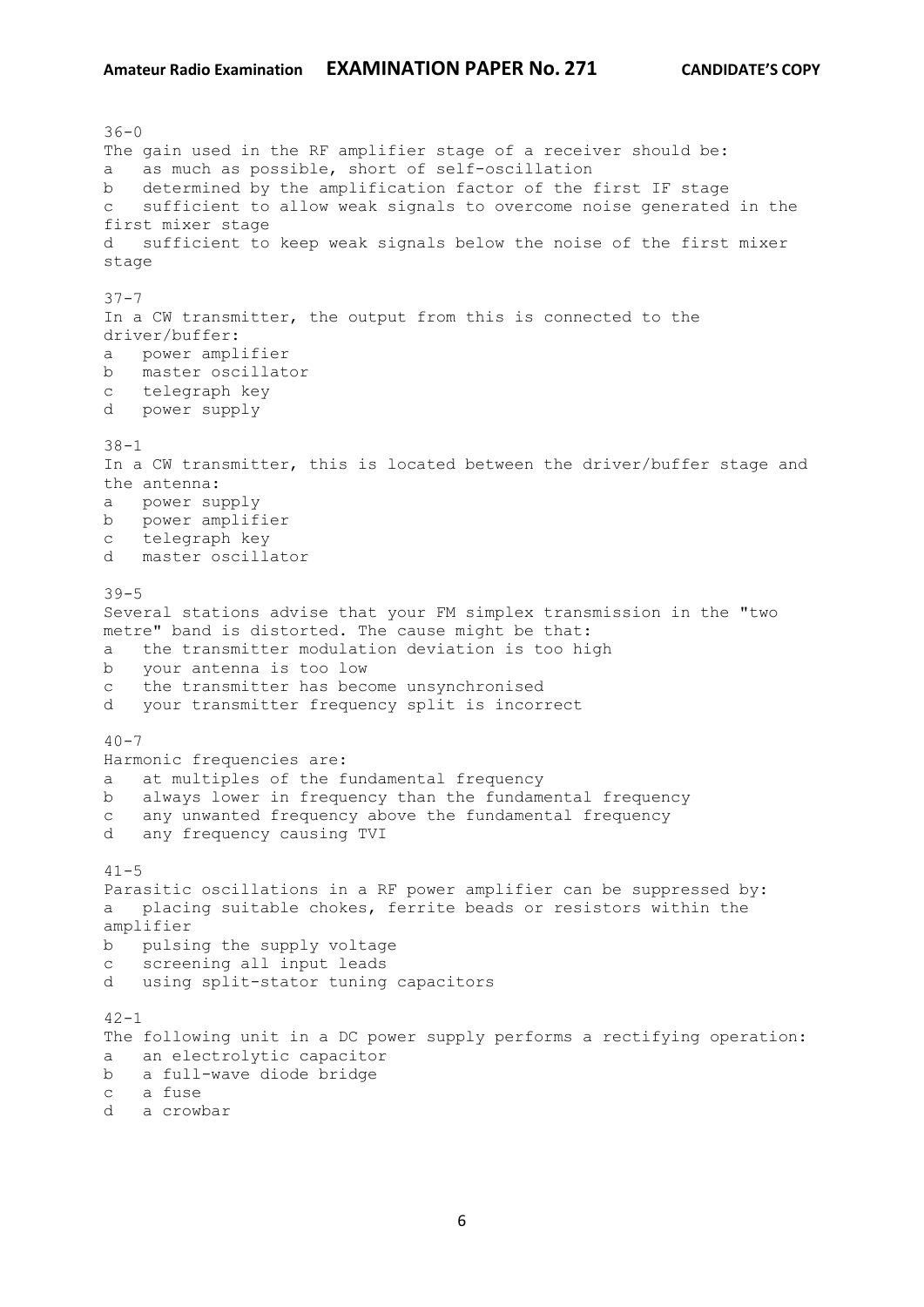36-0
The gain used in the RF amplifier stage of a receiver should be:
a as much as possible, short of self-oscillation
b determined by the amplification factor of the first IF stage
c sufficient to allow weak signals to overcome noise generated in the first mixer stage
d sufficient to keep weak signals below the noise of the first mixer stage

37-7
In a CW transmitter, the output from this is connected to the driver/buffer:
a power amplifier
b master oscillator
c telegraph key
d power supply

38-1
In a CW transmitter, this is located between the driver/buffer stage and the antenna:
a power supply
b power amplifier
c telegraph key
d master oscillator

39-5
Several stations advise that your FM simplex transmission in the "two metre" band is distorted. The cause might be that:
a the transmitter modulation deviation is too high
b your antenna is too low
c the transmitter has become unsynchronised
d your transmitter frequency split is incorrect

40-7
Harmonic frequencies are:
a at multiples of the fundamental frequency
b always lower in frequency than the fundamental frequency
c any unwanted frequency above the fundamental frequency
d any frequency causing TVI

41-5
Parasitic oscillations in a RF power amplifier can be suppressed by:
a placing suitable chokes, ferrite beads or resistors within the amplifier
b pulsing the supply voltage
c screening all input leads
d using split-stator tuning capacitors

42-1
The following unit in a DC power supply performs a rectifying operation:
a an electrolytic capacitor
b a full-wave diode bridge
c a fuse
d a crowbar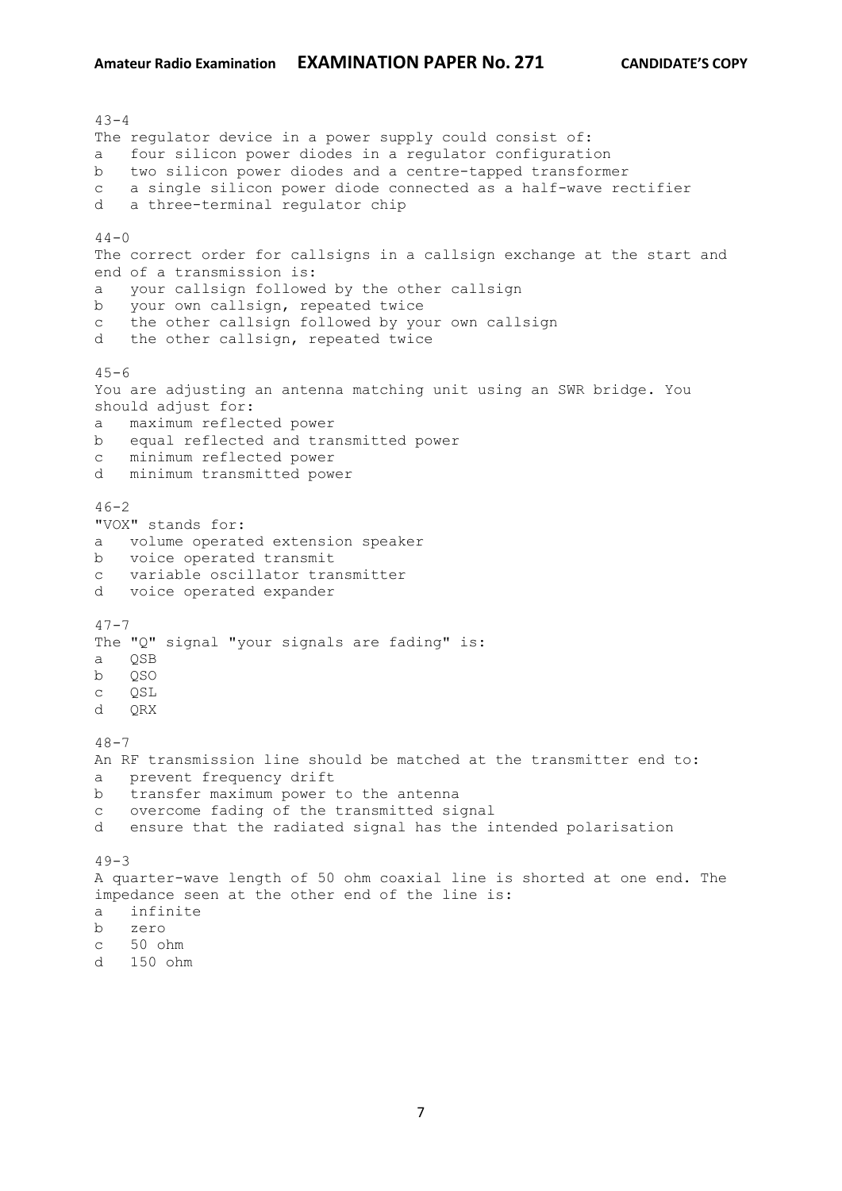43-4
The regulator device in a power supply could consist of:

a four silicon power diodes in a regulator configuration
b two silicon power diodes and a centre-tapped transformer
c a single silicon power diode connected as a half-wave rectifier
d a three-terminal regulator chip

44-0
The correct order for callsigns in a callsign exchange at the start and end of a transmission is:

a your callsign followed by the other callsign
b your own callsign, repeated twice
c the other callsign followed by your own callsign
d the other callsign, repeated twice

45-6
You are adjusting an antenna matching unit using an SWR bridge. You should adjust for:

a maximum reflected power
b equal reflected and transmitted power
c minimum reflected power
d minimum transmitted power

46-2
"VOX" stands for:

a volume operated extension speaker
b voice operated transmit
c variable oscillator transmitter
d voice operated expander

47-7
The "Q" signal "your signals are fading" is:

a QSB
b QSO
c QSL
d QRX

48-7
An RF transmission line should be matched at the transmitter end to:

a prevent frequency drift
b transfer maximum power to the antenna
c overcome fading of the transmitted signal
d ensure that the radiated signal has the intended polarisation

49-3
A quarter-wave length of 50 ohm coaxial line is shorted at one end. The impedance seen at the other end of the line is:

a infinite
b zero
c 50 ohm
d 150 ohm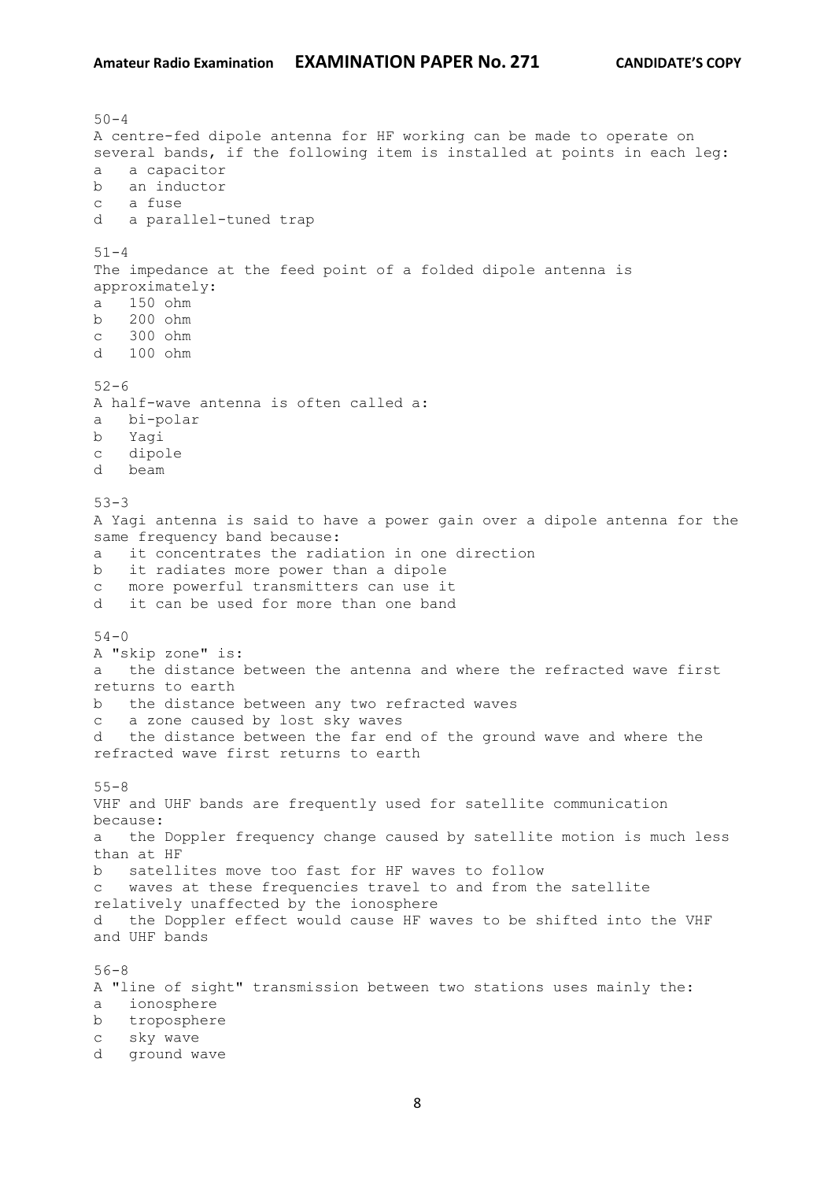50-4
A centre-fed dipole antenna for HF working can be made to operate on several bands, if the following item is installed at points in each leg:

a a capacitor
b an inductor
c a fuse
d a parallel-tuned trap

51-4
The impedance at the feed point of a folded dipole antenna is approximately:

a 150 ohm
b 200 ohm
c 300 ohm
d 100 ohm

52-6
A half-wave antenna is often called a:

a bi-polar
b Yagi
c dipole
d beam

53-3
A Yagi antenna is said to have a power gain over a dipole antenna for the same frequency band because:

a it concentrates the radiation in one direction
b it radiates more power than a dipole
c more powerful transmitters can use it
d it can be used for more than one band

54-0
A "skip zone" is:

a the distance between the antenna and where the refracted wave first returns to earth
b the distance between any two refracted waves
c a zone caused by lost sky waves
d the distance between the far end of the ground wave and where the refracted wave first returns to earth

55-8
VHF and UHF bands are frequently used for satellite communication because:

a the Doppler frequency change caused by satellite motion is much less than at HF
b satellites move too fast for HF waves to follow
c waves at these frequencies travel to and from the satellite relatively unaffected by the ionosphere
d the Doppler effect would cause HF waves to be shifted into the VHF and UHF bands

56-8
A "line of sight" transmission between two stations uses mainly the:

a ionosphere
b troposphere
c sky wave
d ground wave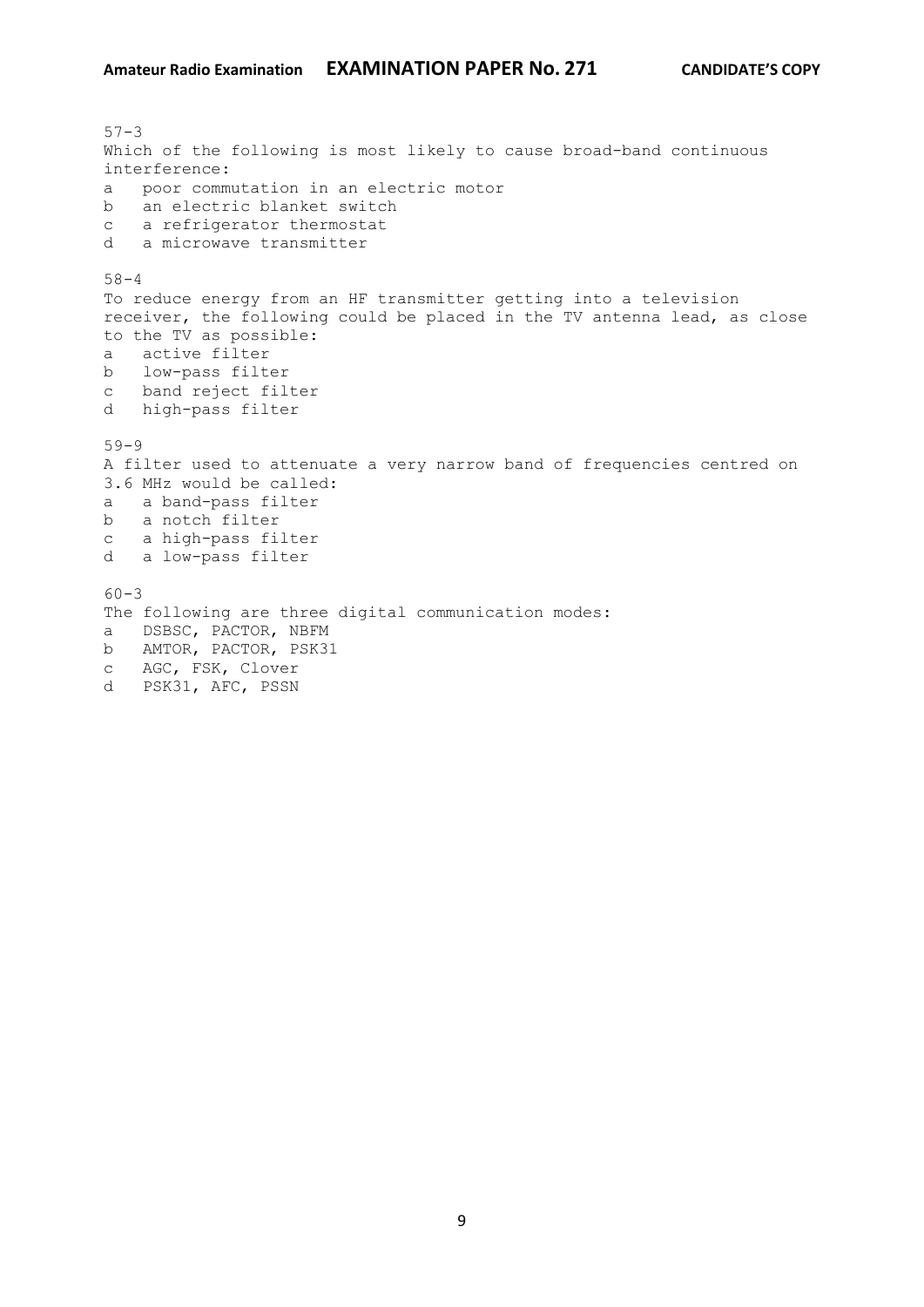57-3
Which of the following is most likely to cause broad-band continuous interference:

a poor commutation in an electric motor
b an electric blanket switch
c a refrigerator thermostat
d a microwave transmitter

58-4
To reduce energy from an HF transmitter getting into a television receiver, the following could be placed in the TV antenna lead, as close to the TV as possible:

a active filter
b low-pass filter
c band reject filter
d high-pass filter

59-9
A filter used to attenuate a very narrow band of frequencies centred on 3.6 MHz would be called:

a a band-pass filter
b a notch filter
c a high-pass filter
d a low-pass filter

60-3
The following are three digital communication modes:

a DSBSC, PACTOR, NBFM
b AMTOR, PACTOR, PSK31
c AGC, FSK, Clover
d PSK31, AFC, PSSN